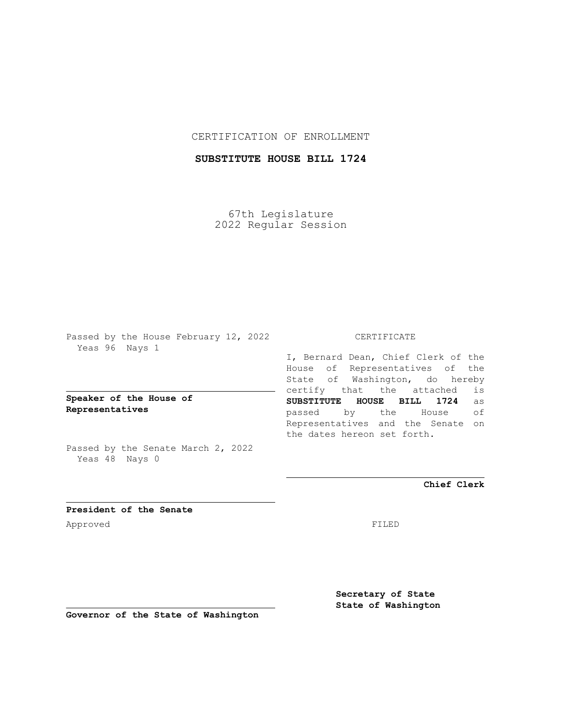CERTIFICATION OF ENROLLMENT

**SUBSTITUTE HOUSE BILL 1724**

67th Legislature
2022 Regular Session

Passed by the House February 12, 2022
Yeas 96 Nays 1

**Speaker of the House of Representatives**

Passed by the Senate March 2, 2022
Yeas 48 Nays 0

**President of the Senate**

Approved

**Governor of the State of Washington**

CERTIFICATE

I, Bernard Dean, Chief Clerk of the House of Representatives of the State of Washington, do hereby certify that the attached is **SUBSTITUTE HOUSE BILL 1724** as passed by the House of Representatives and the Senate on the dates hereon set forth.

**Chief Clerk**

FILED

**Secretary of State**
**State of Washington**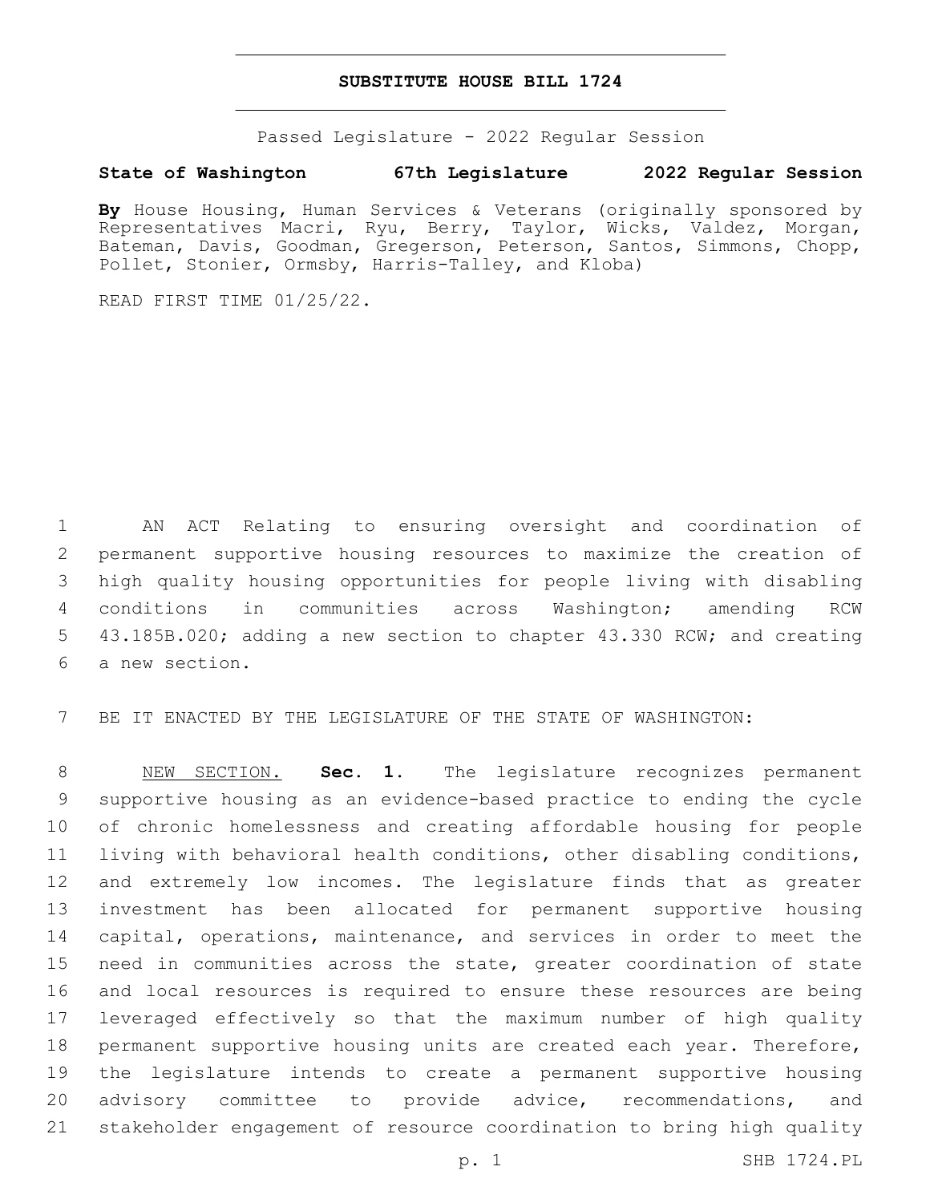# SUBSTITUTE HOUSE BILL 1724

Passed Legislature - 2022 Regular Session

**State of Washington 67th Legislature 2022 Regular Session**

**By** House Housing, Human Services & Veterans (originally sponsored by Representatives Macri, Ryu, Berry, Taylor, Wicks, Valdez, Morgan, Bateman, Davis, Goodman, Gregerson, Peterson, Santos, Simmons, Chopp, Pollet, Stonier, Ormsby, Harris-Talley, and Kloba)

READ FIRST TIME 01/25/22.

AN ACT Relating to ensuring oversight and coordination of permanent supportive housing resources to maximize the creation of high quality housing opportunities for people living with disabling conditions in communities across Washington; amending RCW 43.185B.020; adding a new section to chapter 43.330 RCW; and creating a new section.

BE IT ENACTED BY THE LEGISLATURE OF THE STATE OF WASHINGTON:

NEW SECTION. **Sec. 1.** The legislature recognizes permanent supportive housing as an evidence-based practice to ending the cycle of chronic homelessness and creating affordable housing for people living with behavioral health conditions, other disabling conditions, and extremely low incomes. The legislature finds that as greater investment has been allocated for permanent supportive housing capital, operations, maintenance, and services in order to meet the need in communities across the state, greater coordination of state and local resources is required to ensure these resources are being leveraged effectively so that the maximum number of high quality permanent supportive housing units are created each year. Therefore, the legislature intends to create a permanent supportive housing advisory committee to provide advice, recommendations, and stakeholder engagement of resource coordination to bring high quality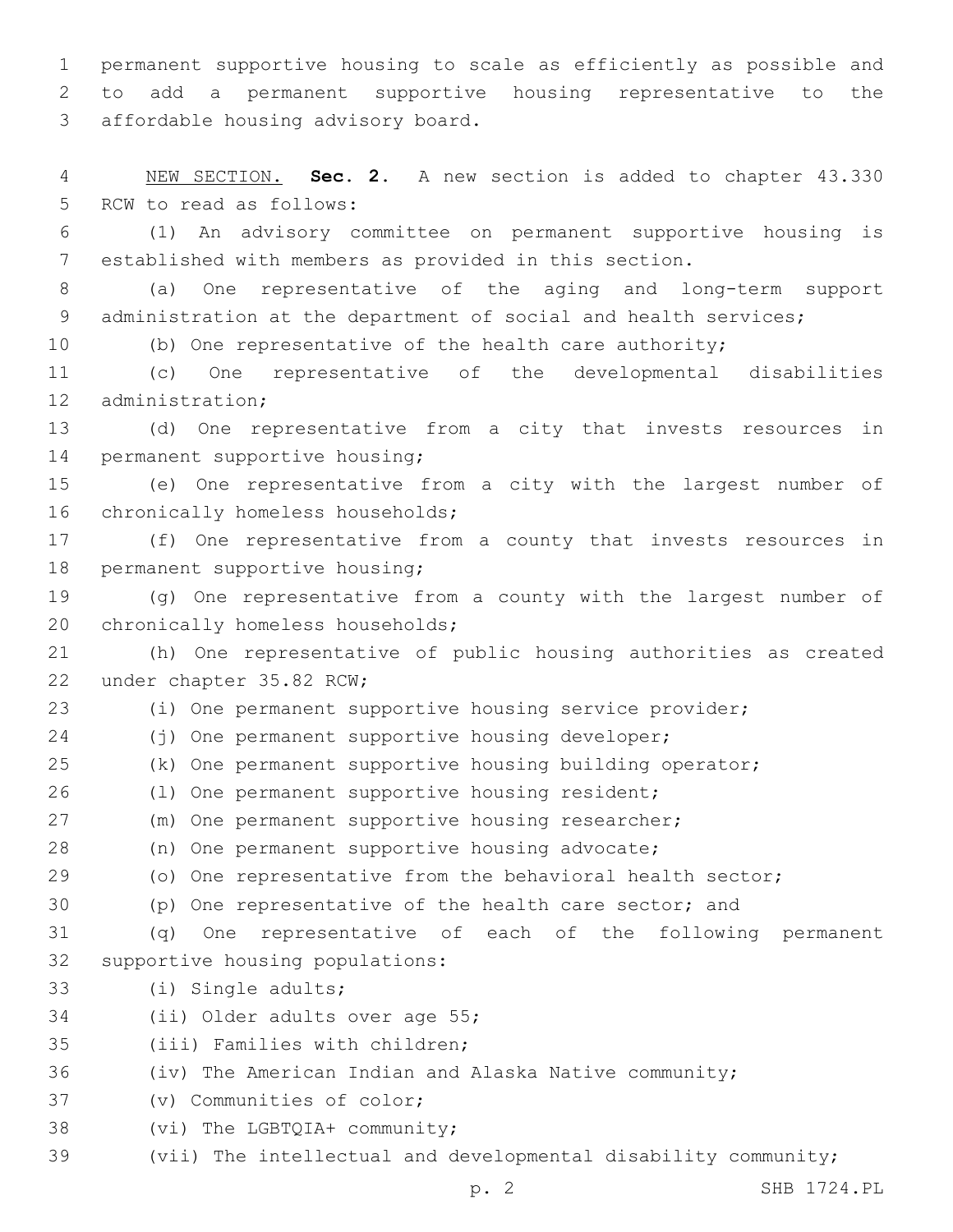permanent supportive housing to scale as efficiently as possible and to add a permanent supportive housing representative to the affordable housing advisory board.

NEW SECTION. **Sec. 2.** A new section is added to chapter 43.330 RCW to read as follows:

(1) An advisory committee on permanent supportive housing is established with members as provided in this section.

(a) One representative of the aging and long-term support administration at the department of social and health services;

(b) One representative of the health care authority;

(c) One representative of the developmental disabilities administration;

(d) One representative from a city that invests resources in permanent supportive housing;

(e) One representative from a city with the largest number of chronically homeless households;

(f) One representative from a county that invests resources in permanent supportive housing;

(g) One representative from a county with the largest number of chronically homeless households;

(h) One representative of public housing authorities as created under chapter 35.82 RCW;

(i) One permanent supportive housing service provider;

(j) One permanent supportive housing developer;

(k) One permanent supportive housing building operator;

(l) One permanent supportive housing resident;

(m) One permanent supportive housing researcher;

(n) One permanent supportive housing advocate;

(o) One representative from the behavioral health sector;

(p) One representative of the health care sector; and

(q) One representative of each of the following permanent supportive housing populations:

(i) Single adults;

(ii) Older adults over age 55;

(iii) Families with children;

(iv) The American Indian and Alaska Native community;

(v) Communities of color;

(vi) The LGBTQIA+ community;

(vii) The intellectual and developmental disability community;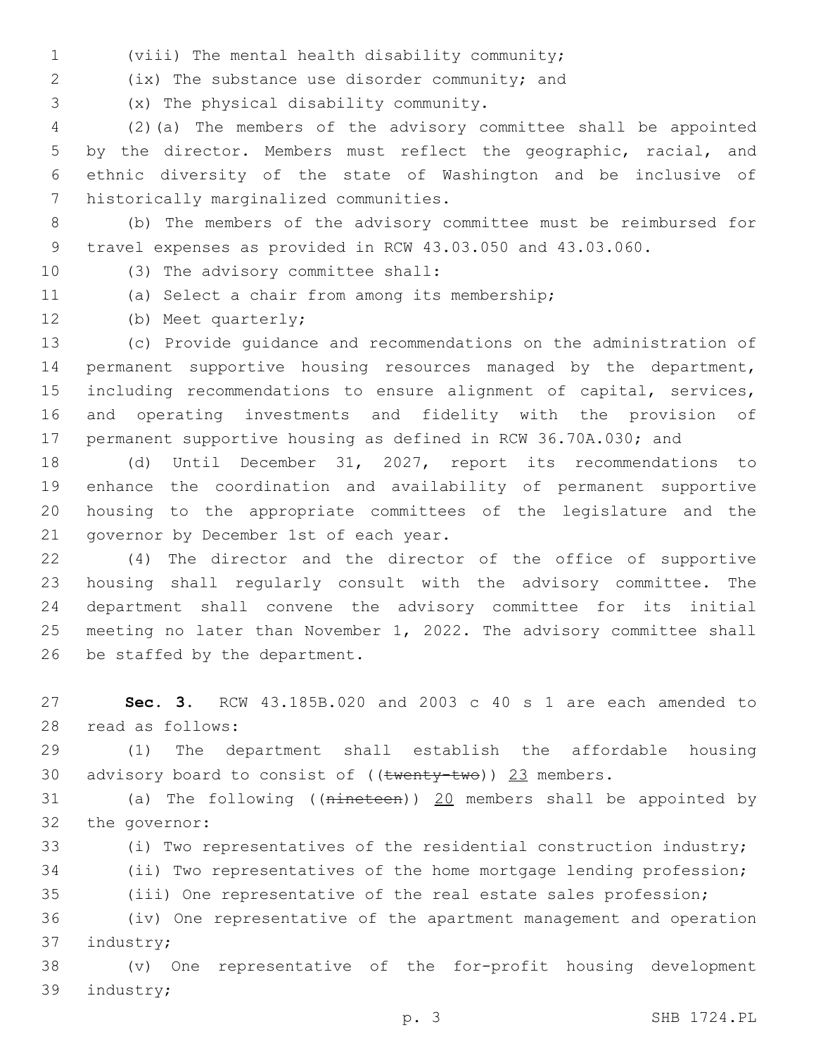(viii) The mental health disability community;

(ix) The substance use disorder community; and

(x) The physical disability community.

(2)(a) The members of the advisory committee shall be appointed by the director. Members must reflect the geographic, racial, and ethnic diversity of the state of Washington and be inclusive of historically marginalized communities.

(b) The members of the advisory committee must be reimbursed for travel expenses as provided in RCW 43.03.050 and 43.03.060.

(3) The advisory committee shall:

(a) Select a chair from among its membership;

(b) Meet quarterly;

(c) Provide guidance and recommendations on the administration of permanent supportive housing resources managed by the department, including recommendations to ensure alignment of capital, services, and operating investments and fidelity with the provision of permanent supportive housing as defined in RCW 36.70A.030; and

(d) Until December 31, 2027, report its recommendations to enhance the coordination and availability of permanent supportive housing to the appropriate committees of the legislature and the governor by December 1st of each year.

(4) The director and the director of the office of supportive housing shall regularly consult with the advisory committee. The department shall convene the advisory committee for its initial meeting no later than November 1, 2022. The advisory committee shall be staffed by the department.

**Sec. 3.** RCW 43.185B.020 and 2003 c 40 s 1 are each amended to read as follows:

(1) The department shall establish the affordable housing advisory board to consist of ((~~twenty-two~~)) <u>23</u> members.

(a) The following ((~~nineteen~~)) <u>20</u> members shall be appointed by the governor:

(i) Two representatives of the residential construction industry;

(ii) Two representatives of the home mortgage lending profession;

(iii) One representative of the real estate sales profession;

(iv) One representative of the apartment management and operation industry;

(v) One representative of the for-profit housing development industry;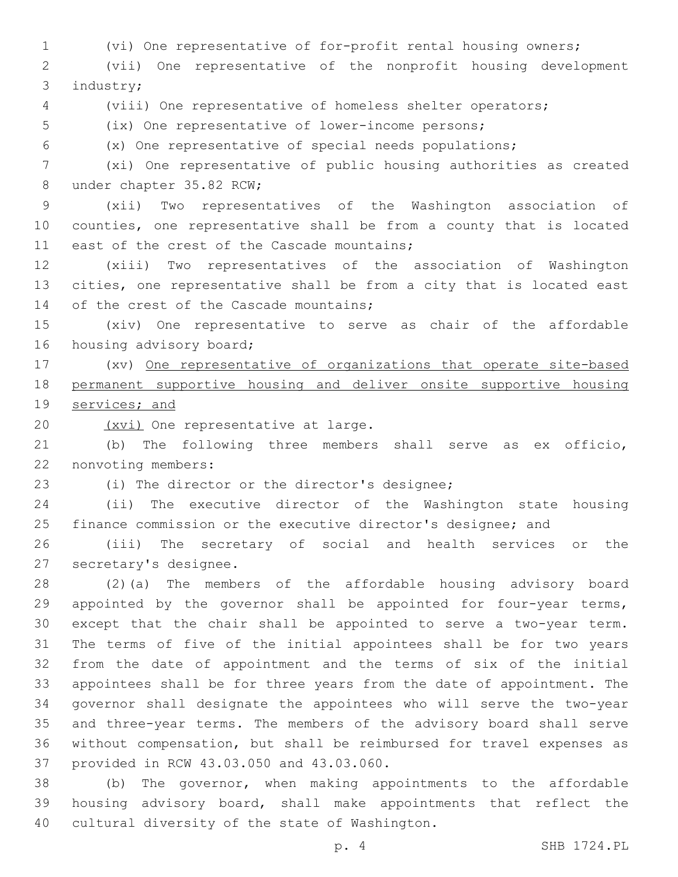(vi) One representative of for-profit rental housing owners;

(vii) One representative of the nonprofit housing development industry;

(viii) One representative of homeless shelter operators;

(ix) One representative of lower-income persons;

(x) One representative of special needs populations;

(xi) One representative of public housing authorities as created under chapter 35.82 RCW;

(xii) Two representatives of the Washington association of counties, one representative shall be from a county that is located east of the crest of the Cascade mountains;

(xiii) Two representatives of the association of Washington cities, one representative shall be from a city that is located east of the crest of the Cascade mountains;

(xiv) One representative to serve as chair of the affordable housing advisory board;

(xv) <u>One representative of organizations that operate site-based permanent supportive housing and deliver onsite supportive housing services; and</u>

<u>(xvi)</u> One representative at large.

(b) The following three members shall serve as ex officio, nonvoting members:

(i) The director or the director's designee;

(ii) The executive director of the Washington state housing finance commission or the executive director's designee; and

(iii) The secretary of social and health services or the secretary's designee.

(2)(a) The members of the affordable housing advisory board appointed by the governor shall be appointed for four-year terms, except that the chair shall be appointed to serve a two-year term. The terms of five of the initial appointees shall be for two years from the date of appointment and the terms of six of the initial appointees shall be for three years from the date of appointment. The governor shall designate the appointees who will serve the two-year and three-year terms. The members of the advisory board shall serve without compensation, but shall be reimbursed for travel expenses as provided in RCW 43.03.050 and 43.03.060.

(b) The governor, when making appointments to the affordable housing advisory board, shall make appointments that reflect the cultural diversity of the state of Washington.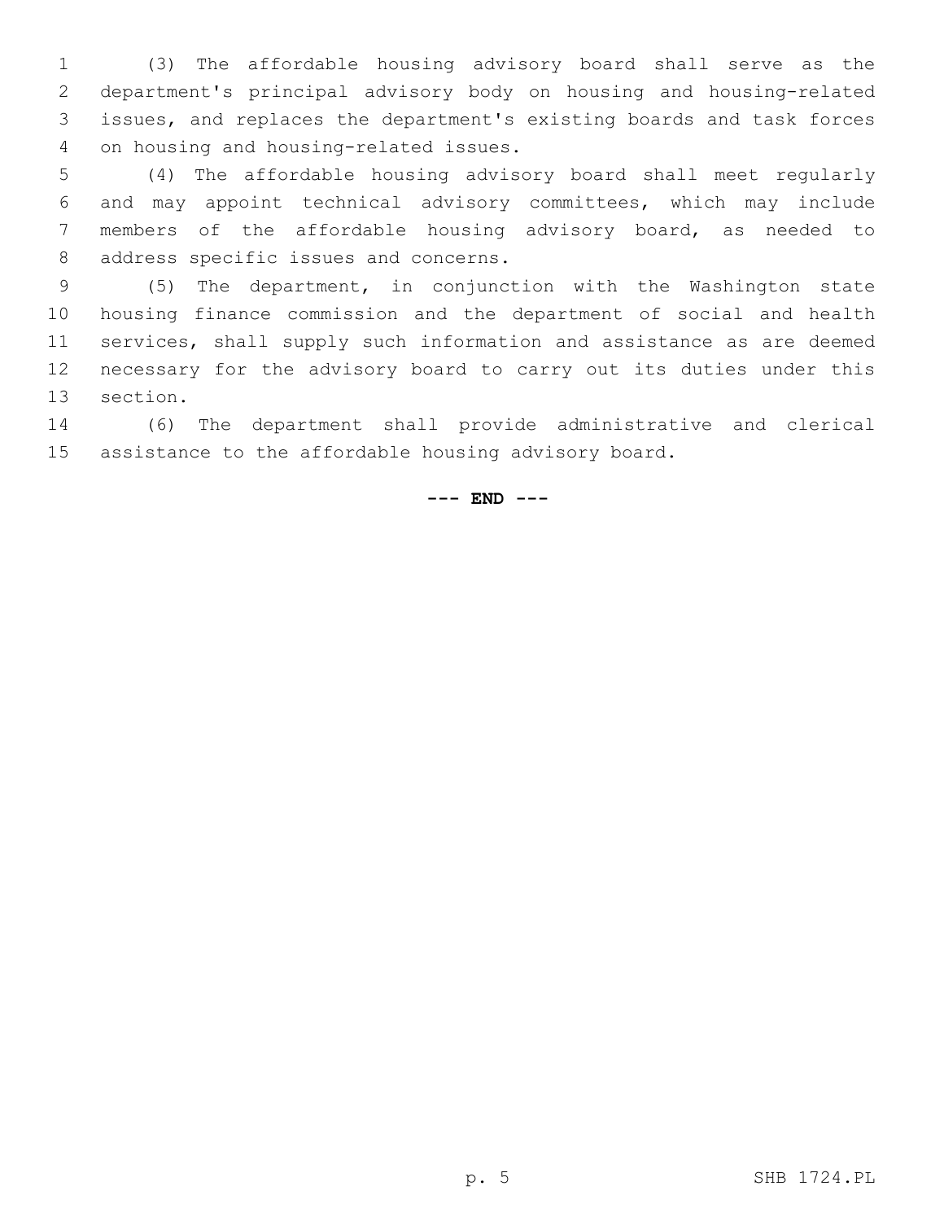(3) The affordable housing advisory board shall serve as the department's principal advisory body on housing and housing-related issues, and replaces the department's existing boards and task forces on housing and housing-related issues.

(4) The affordable housing advisory board shall meet regularly and may appoint technical advisory committees, which may include members of the affordable housing advisory board, as needed to address specific issues and concerns.

(5) The department, in conjunction with the Washington state housing finance commission and the department of social and health services, shall supply such information and assistance as are deemed necessary for the advisory board to carry out its duties under this section.

(6) The department shall provide administrative and clerical assistance to the affordable housing advisory board.

**--- END ---**